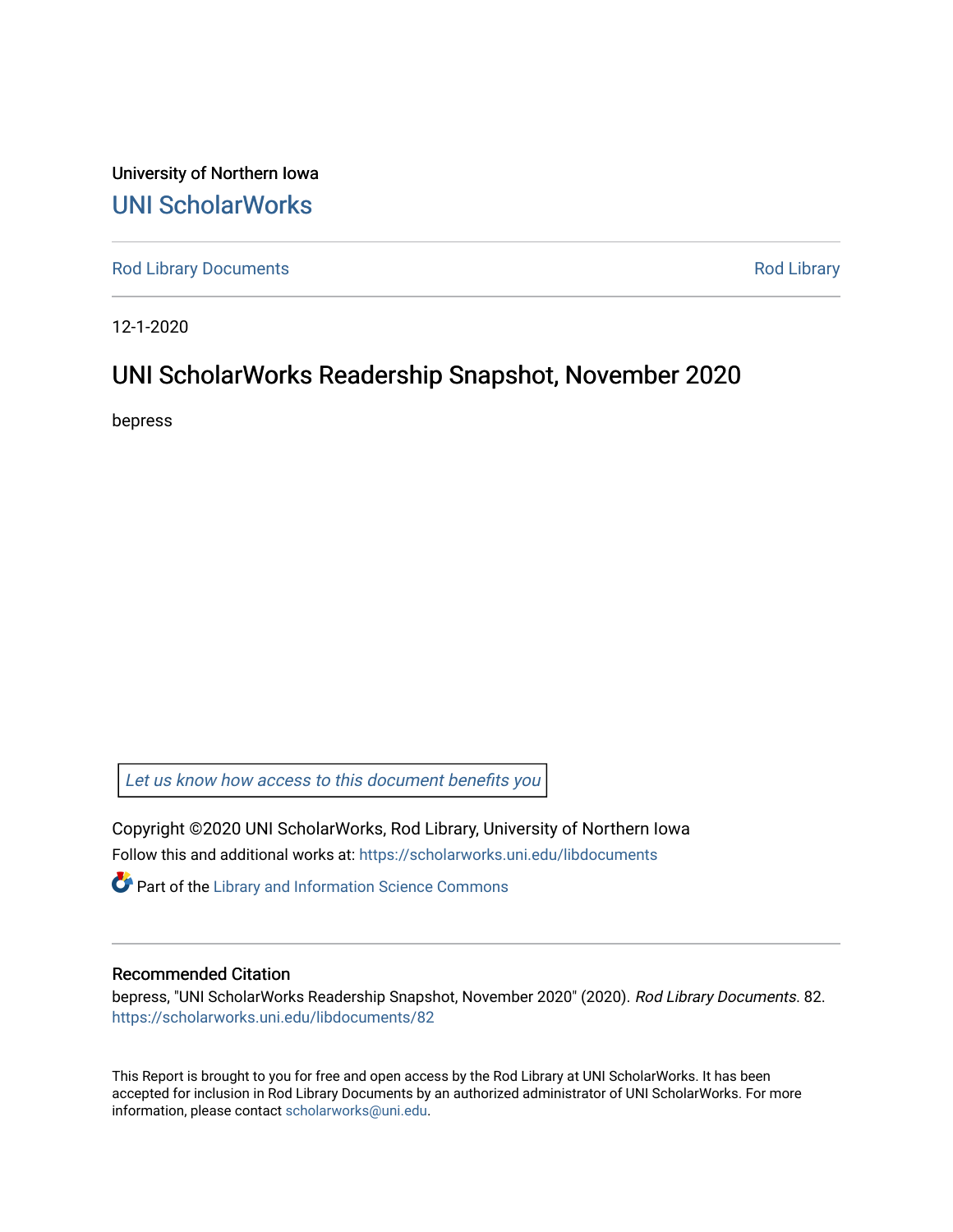University of Northern Iowa

# UNI ScholarWorks

Rod Library Documents | Rod Library

12-1-2020

## UNI ScholarWorks Readership Snapshot, November 2020

bepress

*Let us know how access to this document benefits you*

Copyright ©2020 UNI ScholarWorks, Rod Library, University of Northern Iowa

Follow this and additional works at: https://scholarworks.uni.edu/libdocuments

Part of the Library and Information Science Commons

### Recommended Citation

bepress, "UNI ScholarWorks Readership Snapshot, November 2020" (2020). *Rod Library Documents*. 82.
https://scholarworks.uni.edu/libdocuments/82

This Report is brought to you for free and open access by the Rod Library at UNI ScholarWorks. It has been accepted for inclusion in Rod Library Documents by an authorized administrator of UNI ScholarWorks. For more information, please contact scholarworks@uni.edu.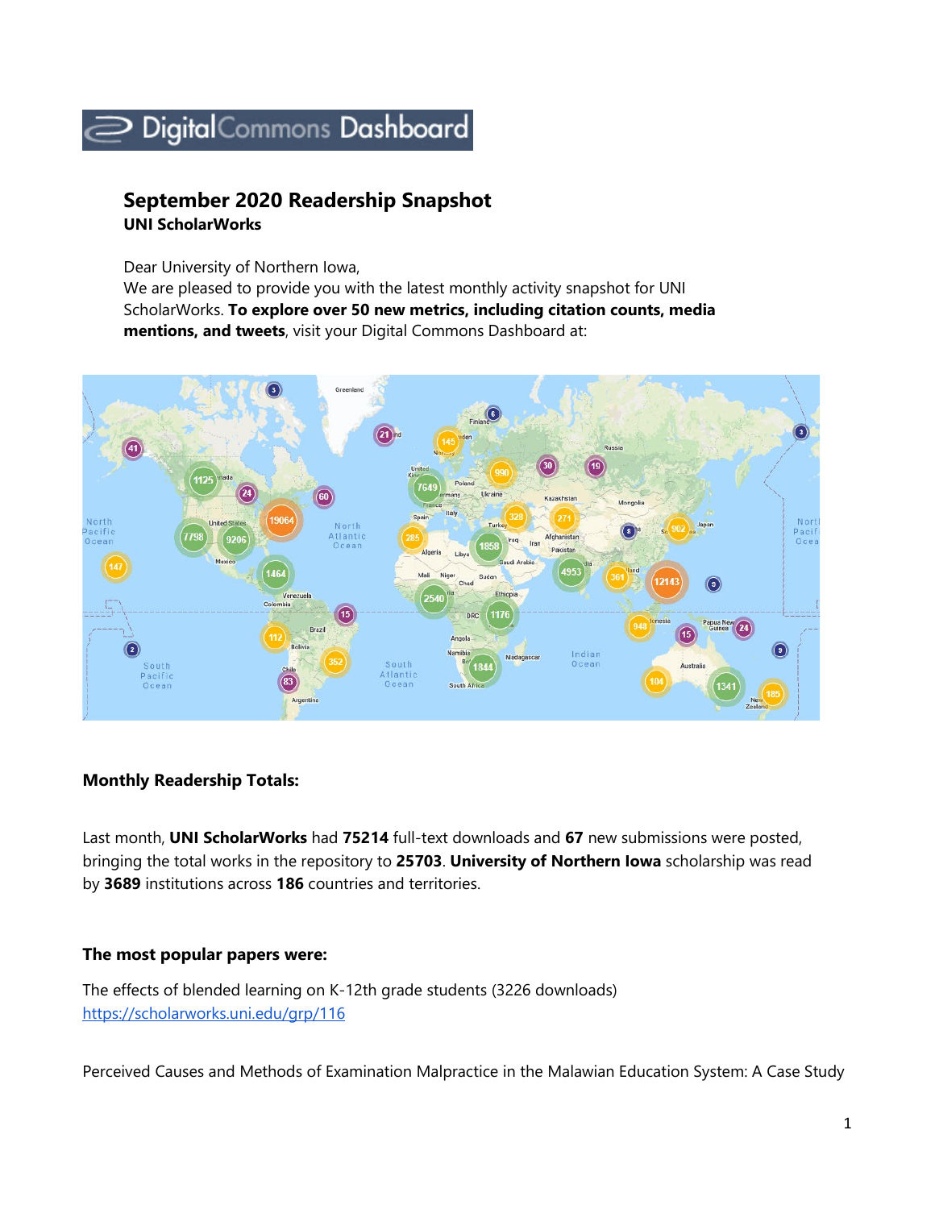# Digital Commons Dashboard

## September 2020 Readership Snapshot
**UNI ScholarWorks**

Dear University of Northern Iowa,
We are pleased to provide you with the latest monthly activity snapshot for UNI ScholarWorks. **To explore over 50 new metrics, including citation counts, media mentions, and tweets**, visit your Digital Commons Dashboard at:

### Monthly Readership Totals:

Last month, **UNI ScholarWorks** had **75214** full-text downloads and **67** new submissions were posted, bringing the total works in the repository to **25703**. **University of Northern Iowa** scholarship was read by **3689** institutions across **186** countries and territories.

### The most popular papers were:

The effects of blended learning on K-12th grade students (3226 downloads)
https://scholarworks.uni.edu/grp/116

Perceived Causes and Methods of Examination Malpractice in the Malawian Education System: A Case Study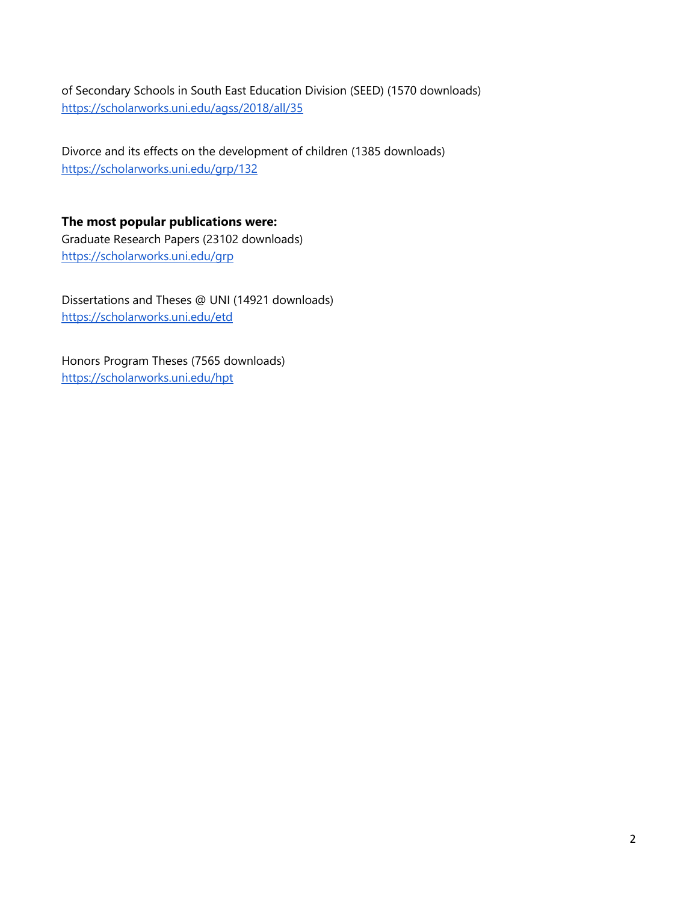of Secondary Schools in South East Education Division (SEED) (1570 downloads)
https://scholarworks.uni.edu/agss/2018/all/35

Divorce and its effects on the development of children (1385 downloads)
https://scholarworks.uni.edu/grp/132

**The most popular publications were:**
Graduate Research Papers (23102 downloads)
https://scholarworks.uni.edu/grp

Dissertations and Theses @ UNI (14921 downloads)
https://scholarworks.uni.edu/etd

Honors Program Theses (7565 downloads)
https://scholarworks.uni.edu/hpt